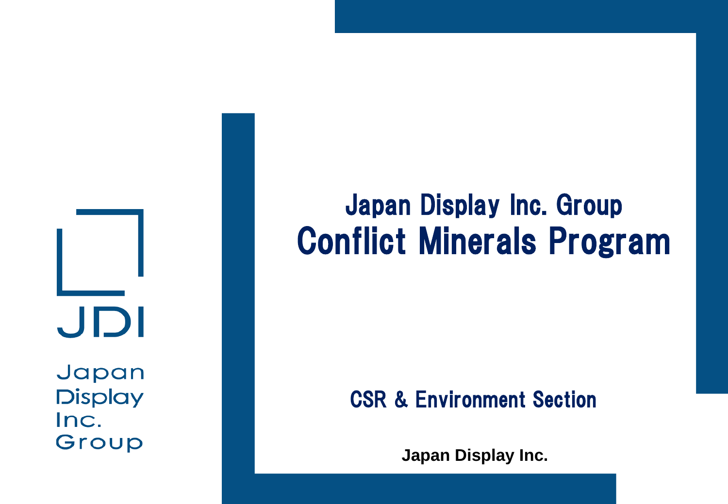JDI

Japan Display Inc. Group

# Japan Display Inc. Group
# Conflict Minerals Program

CSR & Environment Section

**Japan Display Inc.**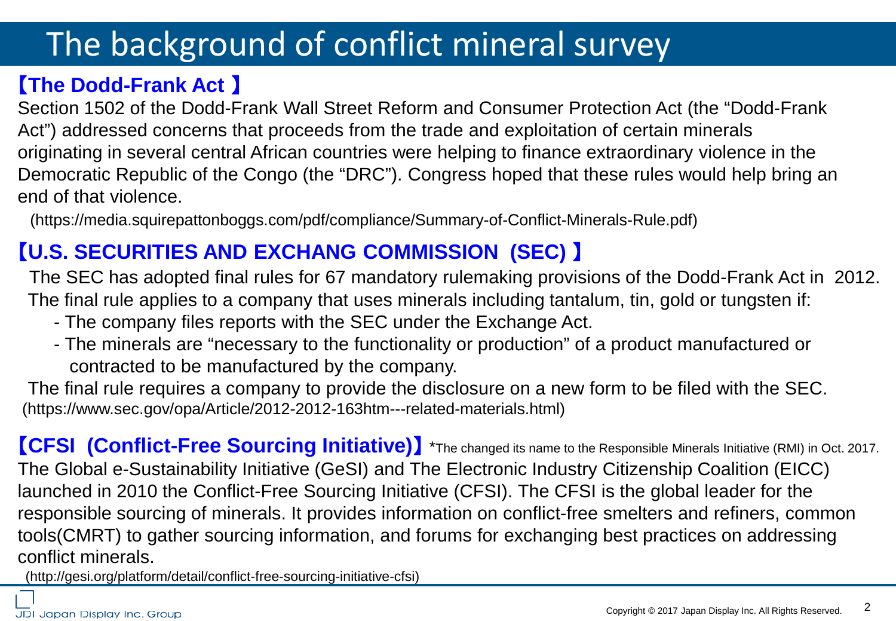# The background of conflict mineral survey

## 【The Dodd-Frank Act 】

Section 1502 of the Dodd-Frank Wall Street Reform and Consumer Protection Act (the "Dodd-Frank Act") addressed concerns that proceeds from the trade and exploitation of certain minerals originating in several central African countries were helping to finance extraordinary violence in the Democratic Republic of the Congo (the "DRC"). Congress hoped that these rules would help bring an end of that violence.

(https://media.squirepattonboggs.com/pdf/compliance/Summary-of-Conflict-Minerals-Rule.pdf)

## 【U.S. SECURITIES AND EXCHANG COMMISSION (SEC) 】

The SEC has adopted final rules for 67 mandatory rulemaking provisions of the Dodd-Frank Act in 2012. The final rule applies to a company that uses minerals including tantalum, tin, gold or tungsten if:

- The company files reports with the SEC under the Exchange Act.
- The minerals are "necessary to the functionality or production" of a product manufactured or contracted to be manufactured by the company.

The final rule requires a company to provide the disclosure on a new form to be filed with the SEC.

(https://www.sec.gov/opa/Article/2012-2012-163htm---related-materials.html)

## 【CFSI (Conflict-Free Sourcing Initiative)】

*The changed its name to the Responsible Minerals Initiative (RMI) in Oct. 2017.

The Global e-Sustainability Initiative (GeSI) and The Electronic Industry Citizenship Coalition (EICC) launched in 2010 the Conflict-Free Sourcing Initiative (CFSI). The CFSI is the global leader for the responsible sourcing of minerals. It provides information on conflict-free smelters and refiners, common tools(CMRT) to gather sourcing information, and forums for exchanging best practices on addressing conflict minerals.

(http://gesi.org/platform/detail/conflict-free-sourcing-initiative-cfsi)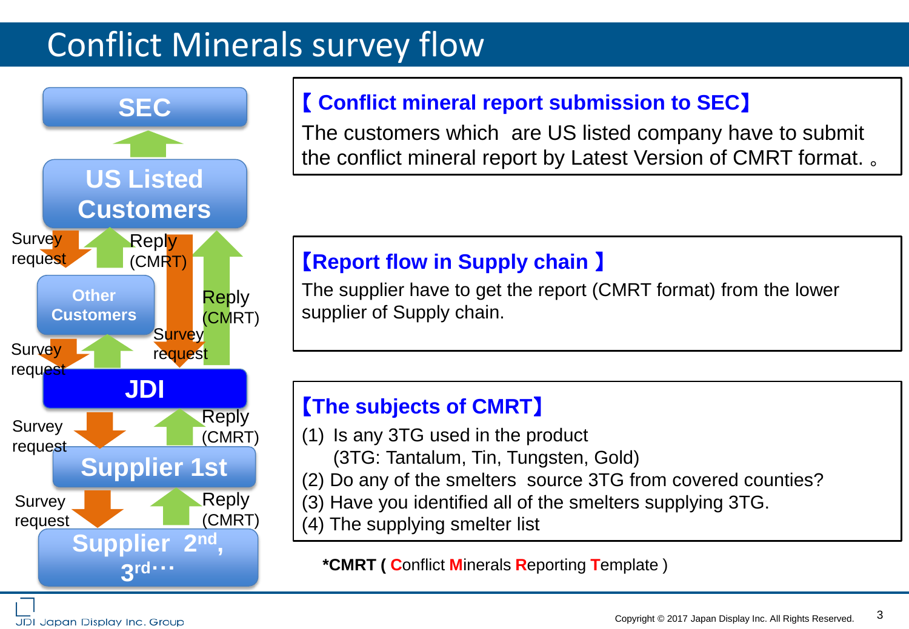# Conflict Minerals survey flow

SEC

US Listed Customers

Survey request | Reply (CMRT)

Other Customers

Reply (CMRT)

Survey request

Survey request

JDI

Survey request | Reply (CMRT)

Supplier 1st

Survey request | Reply (CMRT)

Supplier 2nd, 3rd・・・

**【 Conflict mineral report submission to SEC】**

The customers which are US listed company have to submit the conflict mineral report by Latest Version of CMRT format. 。

**【Report flow in Supply chain 】**

The supplier have to get the report (CMRT format) from the lower supplier of Supply chain.

**【The subjects of CMRT】**

(1) Is any 3TG used in the product
(3TG: Tantalum, Tin, Tungsten, Gold)
(2) Do any of the smelters source 3TG from covered counties?
(3) Have you identified all of the smelters supplying 3TG.
(4) The supplying smelter list

***CMRT ( C**onflict **M**inerals **R**eporting **T**emplate )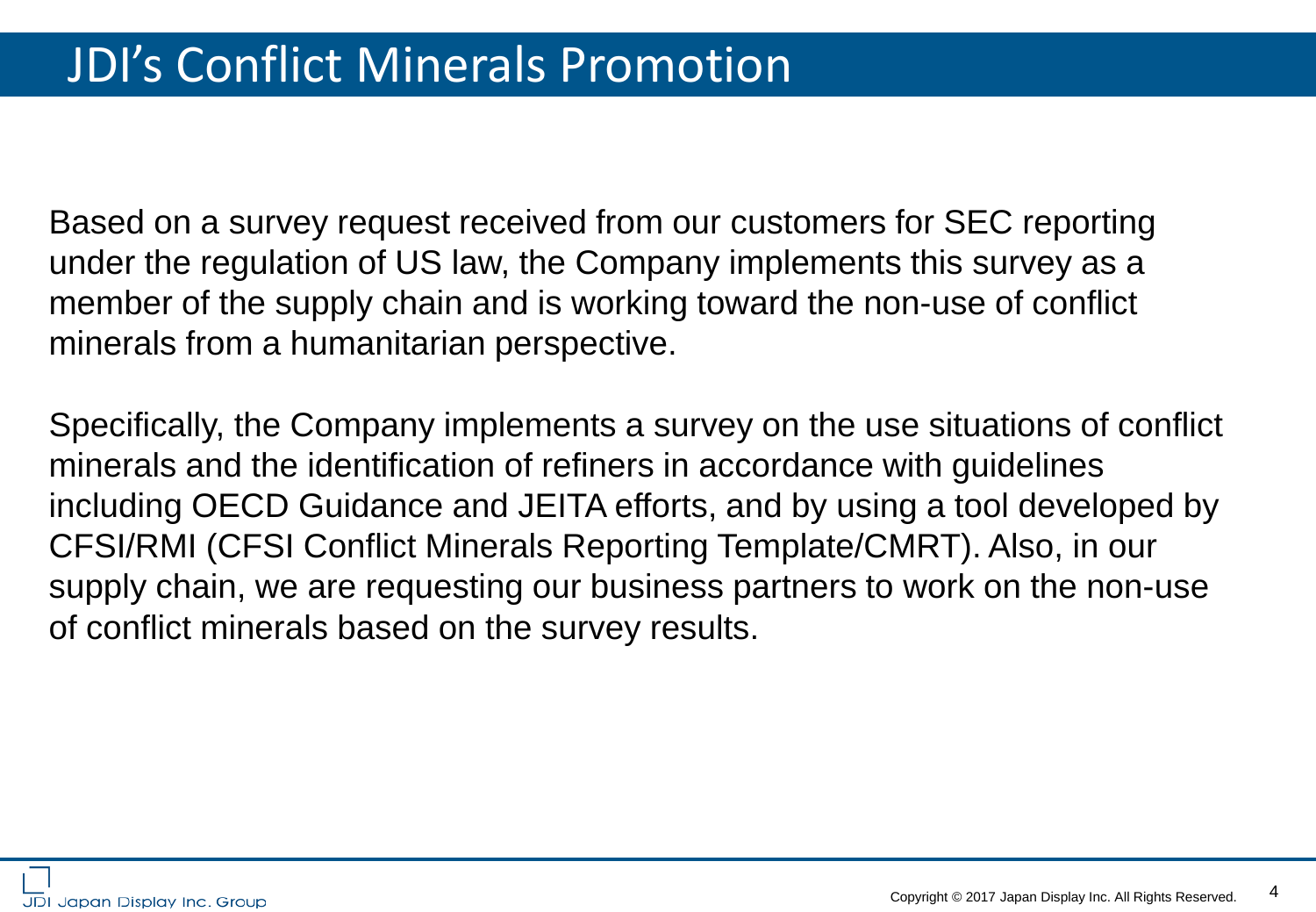# JDI's Conflict Minerals Promotion

Based on a survey request received from our customers for SEC reporting under the regulation of US law, the Company implements this survey as a member of the supply chain and is working toward the non-use of conflict minerals from a humanitarian perspective.

Specifically, the Company implements a survey on the use situations of conflict minerals and the identification of refiners in accordance with guidelines including OECD Guidance and JEITA efforts, and by using a tool developed by CFSI/RMI (CFSI Conflict Minerals Reporting Template/CMRT). Also, in our supply chain, we are requesting our business partners to work on the non-use of conflict minerals based on the survey results.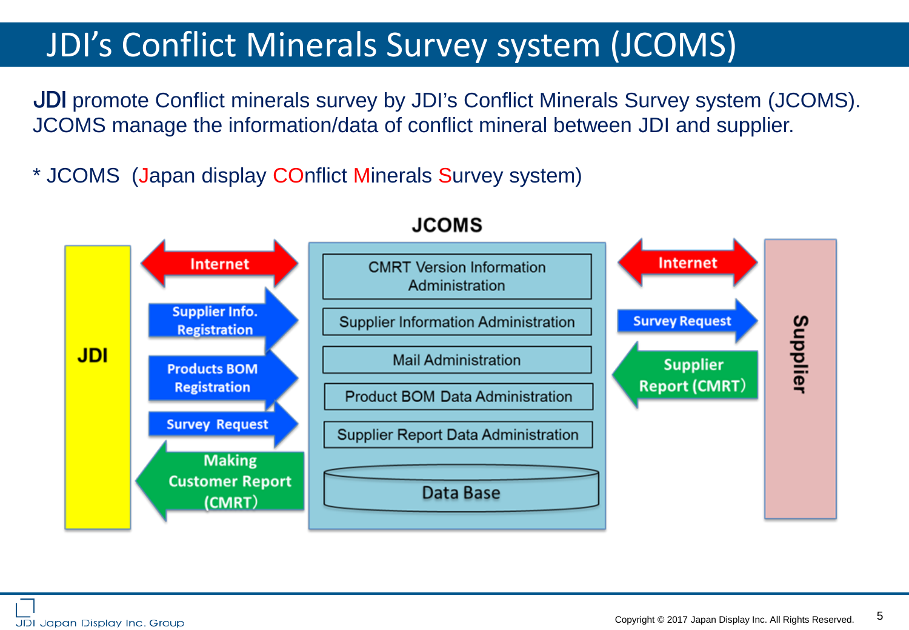# JDI's Conflict Minerals Survey system (JCOMS)

JDI promote Conflict minerals survey by JDI's Conflict Minerals Survey system (JCOMS). JCOMS manage the information/data of conflict mineral between JDI and supplier.

* JCOMS (Japan display COnflict Minerals Survey system)

**JCOMS**

JDI

- Internet
- Supplier Info. Registration
- Products BOM Registration
- Survey Request
- Making Customer Report (CMRT)

JCOMS:

- CMRT Version Information Administration
- Supplier Information Administration
- Mail Administration
- Product BOM Data Administration
- Supplier Report Data Administration
- Data Base

Supplier

- Internet
- Survey Request
- Supplier Report (CMRT)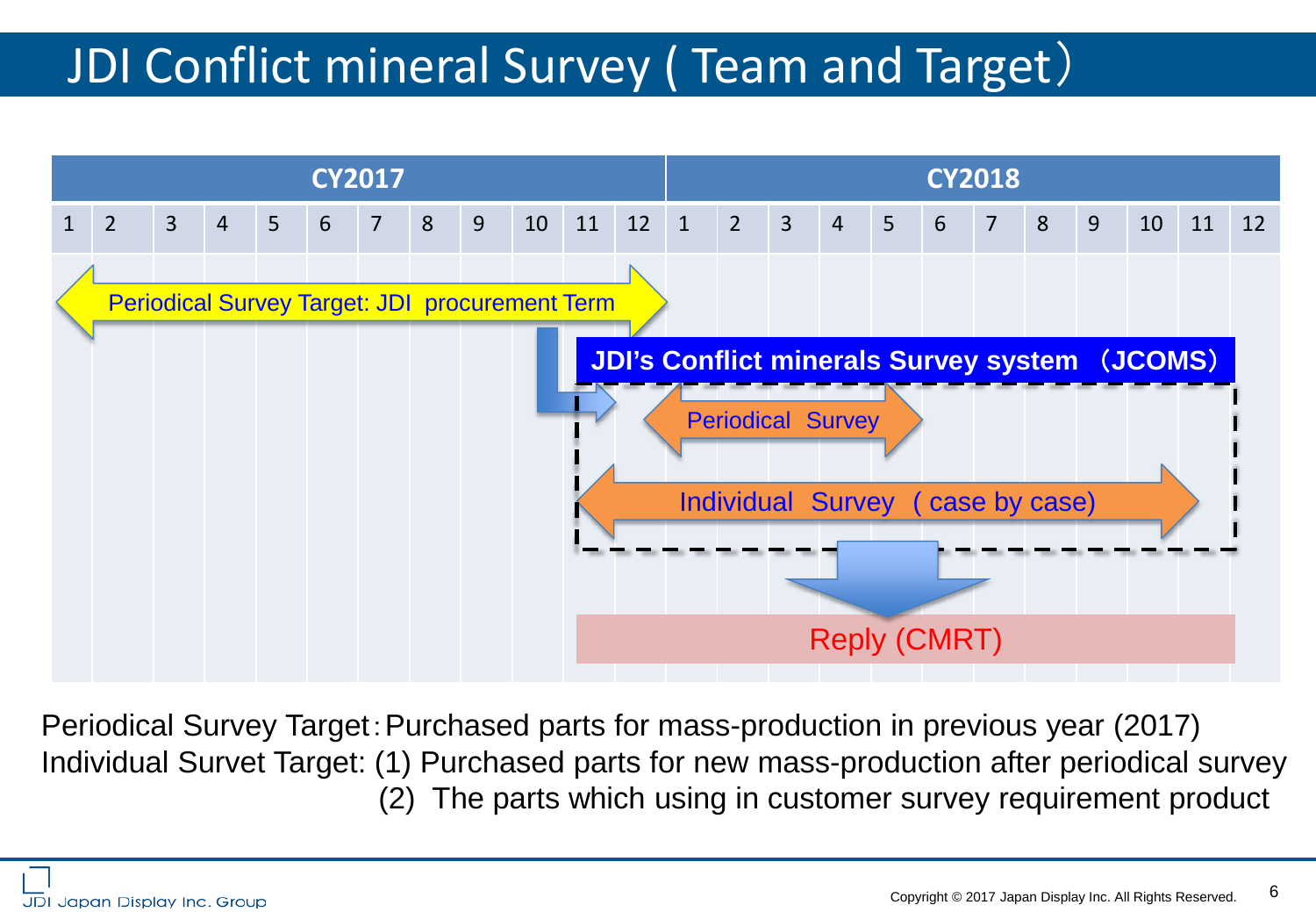# JDI Conflict mineral Survey ( Team and Target）

| CY2017 | | | | | | | | | | | | CY2018 | | | | | | | | | | | |
|---|---|---|---|---|---|---|---|---|---|---|---|---|---|---|---|---|---|---|---|---|---|---|---|
| 1 | 2 | 3 | 4 | 5 | 6 | 7 | 8 | 9 | 10 | 11 | 12 | 1 | 2 | 3 | 4 | 5 | 6 | 7 | 8 | 9 | 10 | 11 | 12 |

- Periodical Survey Target: JDI procurement Term (CY2017: 1–12)
- **JDI's Conflict minerals Survey system （JCOMS）**
  - Periodical Survey (CY2018: 1–6)
  - Individual Survey ( case by case) (CY2017: 12 – CY2018: 11)
- Reply (CMRT)

Periodical Survey Target：Purchased parts for mass-production in previous year (2017)

Individual Survet Target: (1) Purchased parts for new mass-production after periodical survey

(2) The parts which using in customer survey requirement product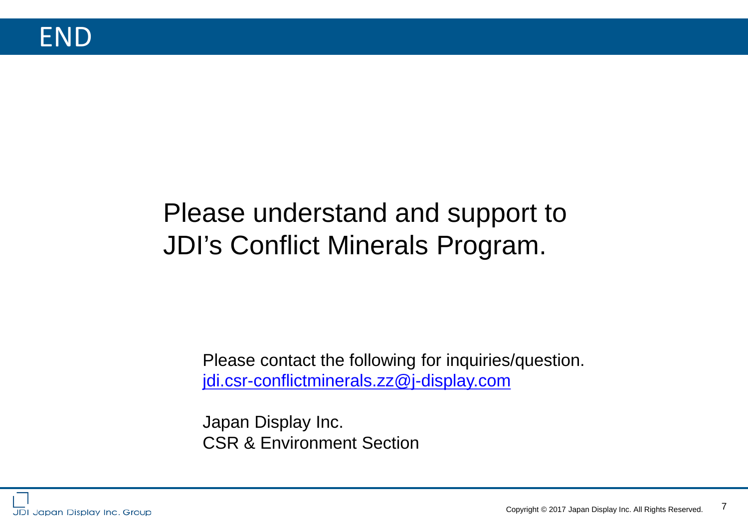# END

Please understand and support to JDI's Conflict Minerals Program.

Please contact the following for inquiries/question.
[jdi.csr-conflictminerals.zz@j-display.com](mailto:jdi.csr-conflictminerals.zz@j-display.com)

Japan Display Inc.
CSR & Environment Section